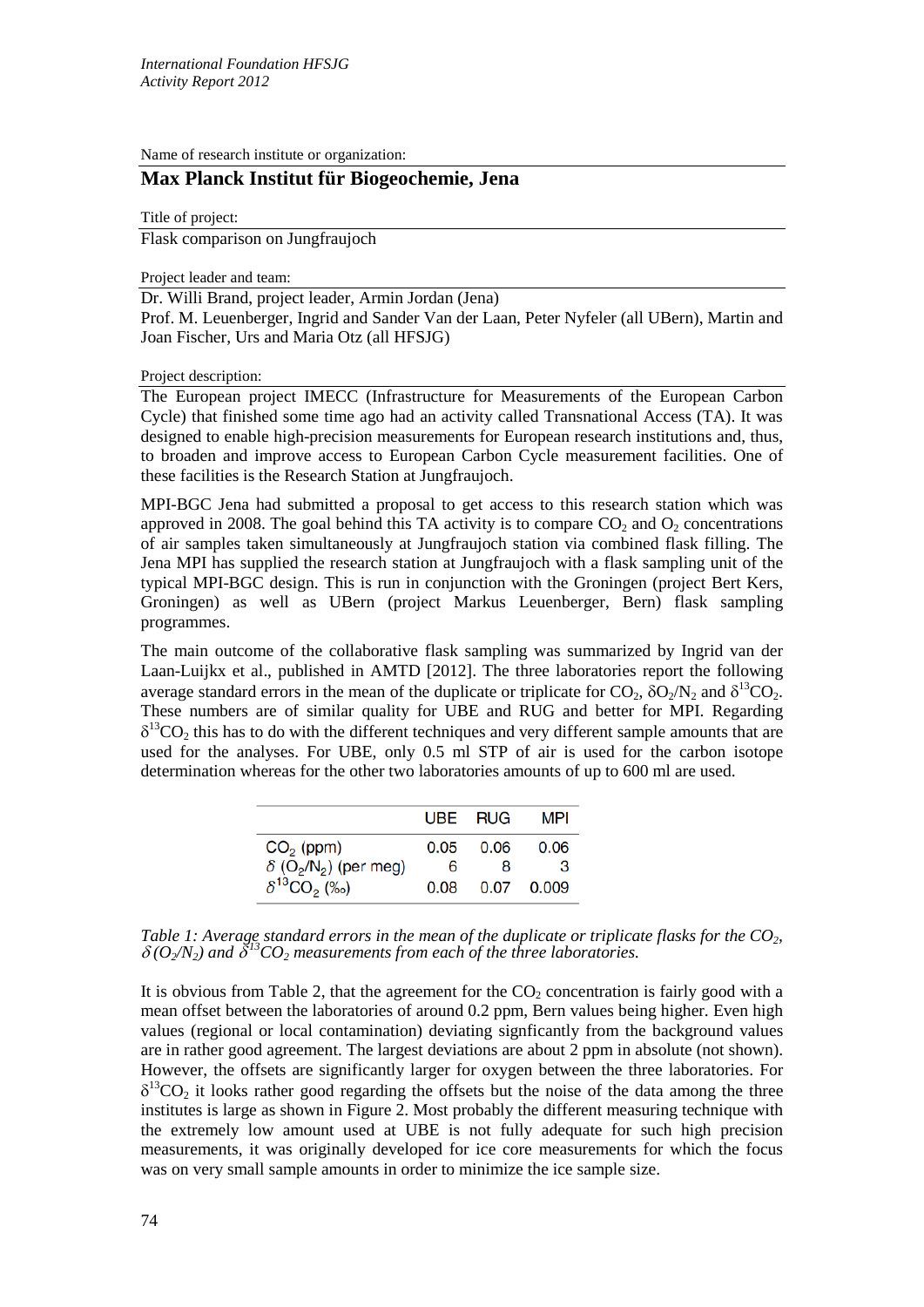*International Foundation HFSJG*
*Activity Report 2012*

Name of research institute or organization:

## Max Planck Institut für Biogeochemie, Jena

Title of project:

Flask comparison on Jungfraujoch

Project leader and team:

Dr. Willi Brand, project leader, Armin Jordan (Jena)
Prof. M. Leuenberger, Ingrid and Sander Van der Laan, Peter Nyfeler (all UBern), Martin and Joan Fischer, Urs and Maria Otz (all HFSJG)

Project description:

The European project IMECC (Infrastructure for Measurements of the European Carbon Cycle) that finished some time ago had an activity called Transnational Access (TA). It was designed to enable high-precision measurements for European research institutions and, thus, to broaden and improve access to European Carbon Cycle measurement facilities. One of these facilities is the Research Station at Jungfraujoch.

MPI-BGC Jena had submitted a proposal to get access to this research station which was approved in 2008. The goal behind this TA activity is to compare $CO_2$ and $O_2$ concentrations of air samples taken simultaneously at Jungfraujoch station via combined flask filling. The Jena MPI has supplied the research station at Jungfraujoch with a flask sampling unit of the typical MPI-BGC design. This is run in conjunction with the Groningen (project Bert Kers, Groningen) as well as UBern (project Markus Leuenberger, Bern) flask sampling programmes.

The main outcome of the collaborative flask sampling was summarized by Ingrid van der Laan-Luijkx et al., published in AMTD [2012]. The three laboratories report the following average standard errors in the mean of the duplicate or triplicate for $CO_2$, $\delta O_2/N_2$ and $\delta^{13}CO_2$. These numbers are of similar quality for UBE and RUG and better for MPI. Regarding $\delta^{13}CO_2$ this has to do with the different techniques and very different sample amounts that are used for the analyses. For UBE, only 0.5 ml STP of air is used for the carbon isotope determination whereas for the other two laboratories amounts of up to 600 ml are used.

| | UBE | RUG | MPI |
|---|---|---|---|
| $CO_2$ (ppm) | 0.05 | 0.06 | 0.06 |
| $\delta$ ($O_2/N_2$) (per meg) | 6 | 8 | 3 |
| $\delta^{13}CO_2$ (‰) | 0.08 | 0.07 | 0.009 |

*Table 1: Average standard errors in the mean of the duplicate or triplicate flasks for the $CO_2$, $\delta(O_2/N_2)$ and $\delta^{13}CO_2$ measurements from each of the three laboratories.*

It is obvious from Table 2, that the agreement for the $CO_2$ concentration is fairly good with a mean offset between the laboratories of around 0.2 ppm, Bern values being higher. Even high values (regional or local contamination) deviating signficantly from the background values are in rather good agreement. The largest deviations are about 2 ppm in absolute (not shown). However, the offsets are significantly larger for oxygen between the three laboratories. For $\delta^{13}CO_2$ it looks rather good regarding the offsets but the noise of the data among the three institutes is large as shown in Figure 2. Most probably the different measuring technique with the extremely low amount used at UBE is not fully adequate for such high precision measurements, it was originally developed for ice core measurements for which the focus was on very small sample amounts in order to minimize the ice sample size.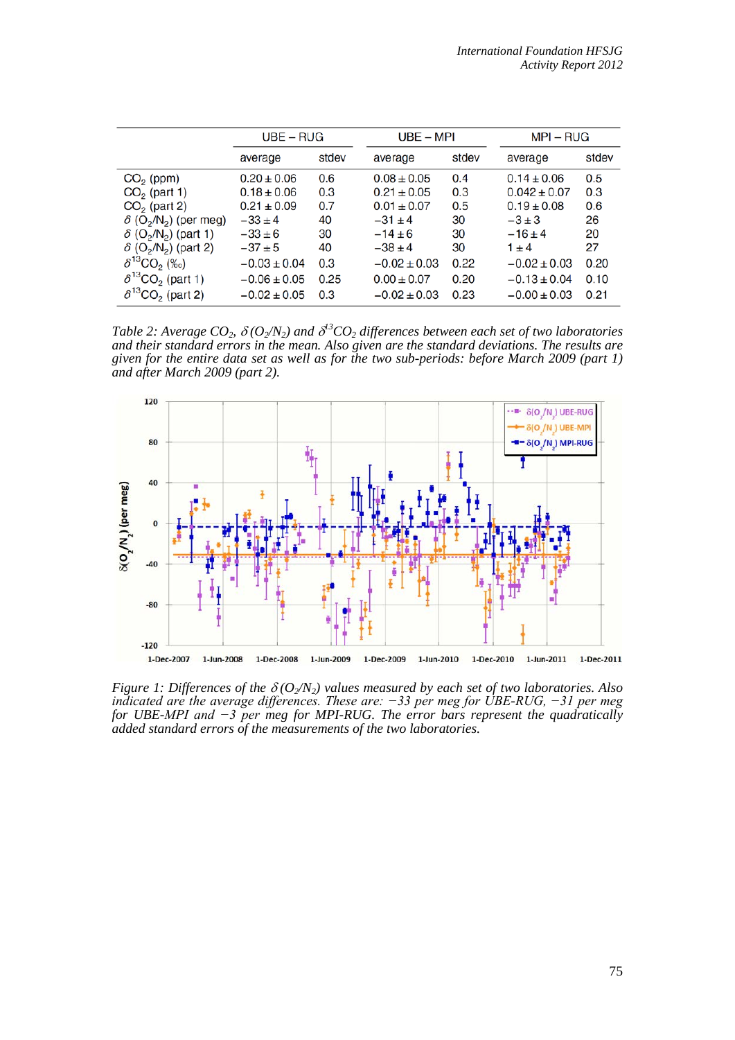| | UBE – RUG | | UBE – MPI | | MPI – RUG | |
|---|---|---|---|---|---|---|
| | average | stdev | average | stdev | average | stdev |
| $CO_2$ (ppm) | $0.20 \pm 0.06$ | 0.6 | $0.08 \pm 0.05$ | 0.4 | $0.14 \pm 0.06$ | 0.5 |
| $CO_2$ (part 1) | $0.18 \pm 0.06$ | 0.3 | $0.21 \pm 0.05$ | 0.3 | $0.042 \pm 0.07$ | 0.3 |
| $CO_2$ (part 2) | $0.21 \pm 0.09$ | 0.7 | $0.01 \pm 0.07$ | 0.5 | $0.19 \pm 0.08$ | 0.6 |
| $\delta$ ($O_2$/$N_2$) (per meg) | $-33 \pm 4$ | 40 | $-31 \pm 4$ | 30 | $-3 \pm 3$ | 26 |
| $\delta$ ($O_2$/$N_2$) (part 1) | $-33 \pm 6$ | 30 | $-14 \pm 6$ | 30 | $-16 \pm 4$ | 20 |
| $\delta$ ($O_2$/$N_2$) (part 2) | $-37 \pm 5$ | 40 | $-38 \pm 4$ | 30 | $1 \pm 4$ | 27 |
| $\delta^{13}CO_2$ (‰) | $-0.03 \pm 0.04$ | 0.3 | $-0.02 \pm 0.03$ | 0.22 | $-0.02 \pm 0.03$ | 0.20 |
| $\delta^{13}CO_2$ (part 1) | $-0.06 \pm 0.05$ | 0.25 | $0.00 \pm 0.07$ | 0.20 | $-0.13 \pm 0.04$ | 0.10 |
| $\delta^{13}CO_2$ (part 2) | $-0.02 \pm 0.05$ | 0.3 | $-0.02 \pm 0.03$ | 0.23 | $-0.00 \pm 0.03$ | 0.21 |

*Table 2: Average $CO_2$, $\delta$($O_2$/$N_2$) and $\delta^{13}CO_2$ differences between each set of two laboratories and their standard errors in the mean. Also given are the standard deviations. The results are given for the entire data set as well as for the two sub-periods: before March 2009 (part 1) and after March 2009 (part 2).*

*Figure 1: Differences of the $\delta$($O_2$/$N_2$) values measured by each set of two laboratories. Also indicated are the average differences. These are: −33 per meg for UBE-RUG, −31 per meg for UBE-MPI and −3 per meg for MPI-RUG. The error bars represent the quadratically added standard errors of the measurements of the two laboratories.*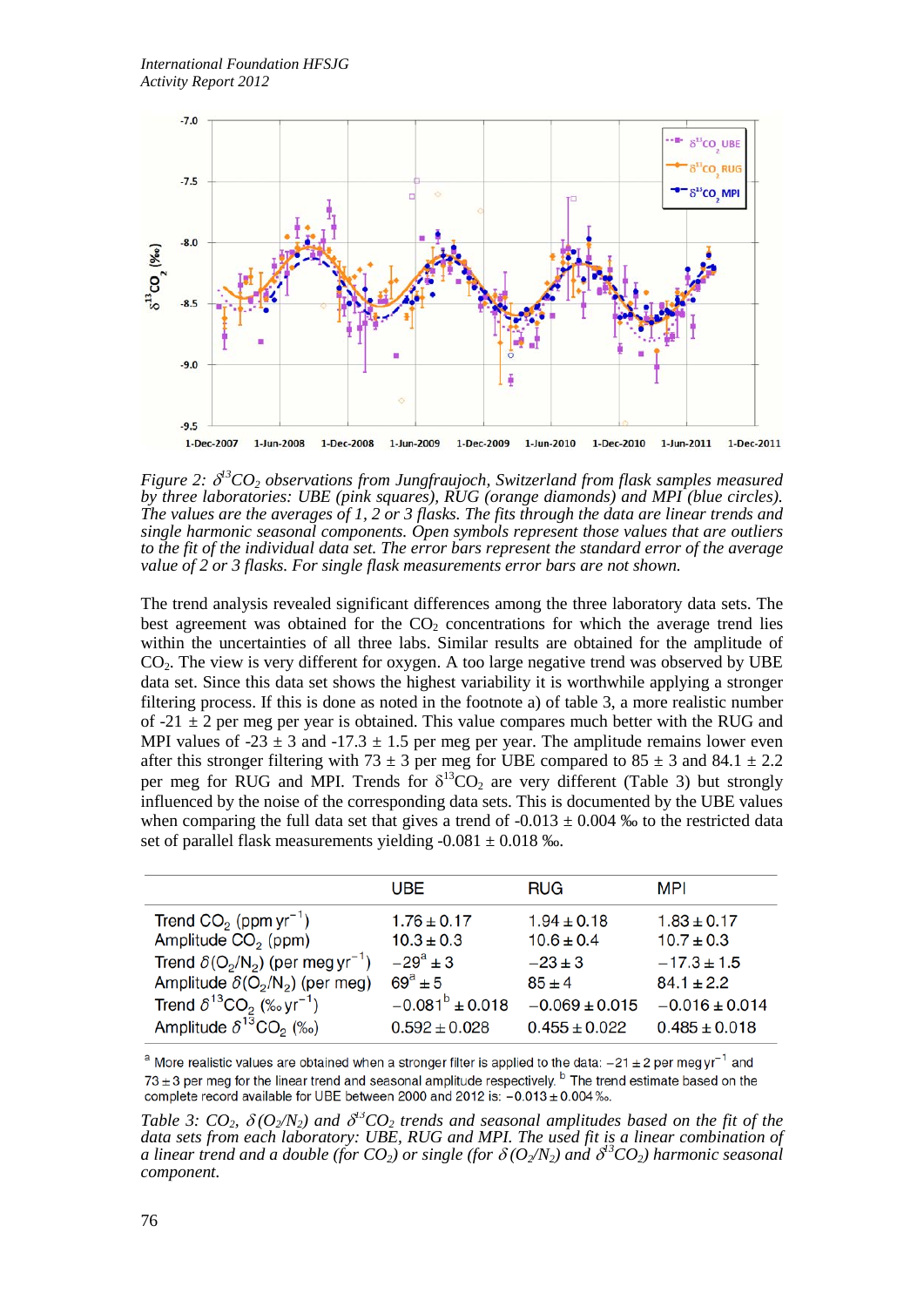*Figure 2: $\delta^{13}CO_2$ observations from Jungfraujoch, Switzerland from flask samples measured by three laboratories: UBE (pink squares), RUG (orange diamonds) and MPI (blue circles). The values are the averages of 1, 2 or 3 flasks. The fits through the data are linear trends and single harmonic seasonal components. Open symbols represent those values that are outliers to the fit of the individual data set. The error bars represent the standard error of the average value of 2 or 3 flasks. For single flask measurements error bars are not shown.*

The trend analysis revealed significant differences among the three laboratory data sets. The best agreement was obtained for the $CO_2$ concentrations for which the average trend lies within the uncertainties of all three labs. Similar results are obtained for the amplitude of $CO_2$. The view is very different for oxygen. A too large negative trend was observed by UBE data set. Since this data set shows the highest variability it is worthwhile applying a stronger filtering process. If this is done as noted in the footnote a) of table 3, a more realistic number of -21 ± 2 per meg per year is obtained. This value compares much better with the RUG and MPI values of -23 ± 3 and -17.3 ± 1.5 per meg per year. The amplitude remains lower even after this stronger filtering with 73 ± 3 per meg for UBE compared to 85 ± 3 and 84.1 ± 2.2 per meg for RUG and MPI. Trends for $\delta^{13}CO_2$ are very different (Table 3) but strongly influenced by the noise of the corresponding data sets. This is documented by the UBE values when comparing the full data set that gives a trend of -0.013 ± 0.004 ‰ to the restricted data set of parallel flask measurements yielding -0.081 ± 0.018 ‰.

| | UBE | RUG | MPI |
|---|---|---|---|
| Trend $CO_2$ (ppm yr$^{-1}$) | 1.76 ± 0.17 | 1.94 ± 0.18 | 1.83 ± 0.17 |
| Amplitude $CO_2$ (ppm) | 10.3 ± 0.3 | 10.6 ± 0.4 | 10.7 ± 0.3 |
| Trend $\delta(O_2/N_2)$ (per meg yr$^{-1}$) | −29[a] ± 3 | −23 ± 3 | −17.3 ± 1.5 |
| Amplitude $\delta(O_2/N_2)$ (per meg) | 69[a] ± 5 | 85 ± 4 | 84.1 ± 2.2 |
| Trend $\delta^{13}CO_2$ (‰ yr$^{-1}$) | −0.081[b] ± 0.018 | −0.069 ± 0.015 | −0.016 ± 0.014 |
| Amplitude $\delta^{13}CO_2$ (‰) | 0.592 ± 0.028 | 0.455 ± 0.022 | 0.485 ± 0.018 |

[a] More realistic values are obtained when a stronger filter is applied to the data: −21 ± 2 per meg yr$^{-1}$ and 73 ± 3 per meg for the linear trend and seasonal amplitude respectively. [b] The trend estimate based on the complete record available for UBE between 2000 and 2012 is: −0.013 ± 0.004 ‰.

*Table 3: $CO_2$, $\delta(O_2/N_2)$ and $\delta^{13}CO_2$ trends and seasonal amplitudes based on the fit of the data sets from each laboratory: UBE, RUG and MPI. The used fit is a linear combination of a linear trend and a double (for $CO_2$) or single (for $\delta(O_2/N_2)$ and $\delta^{13}CO_2$) harmonic seasonal component.*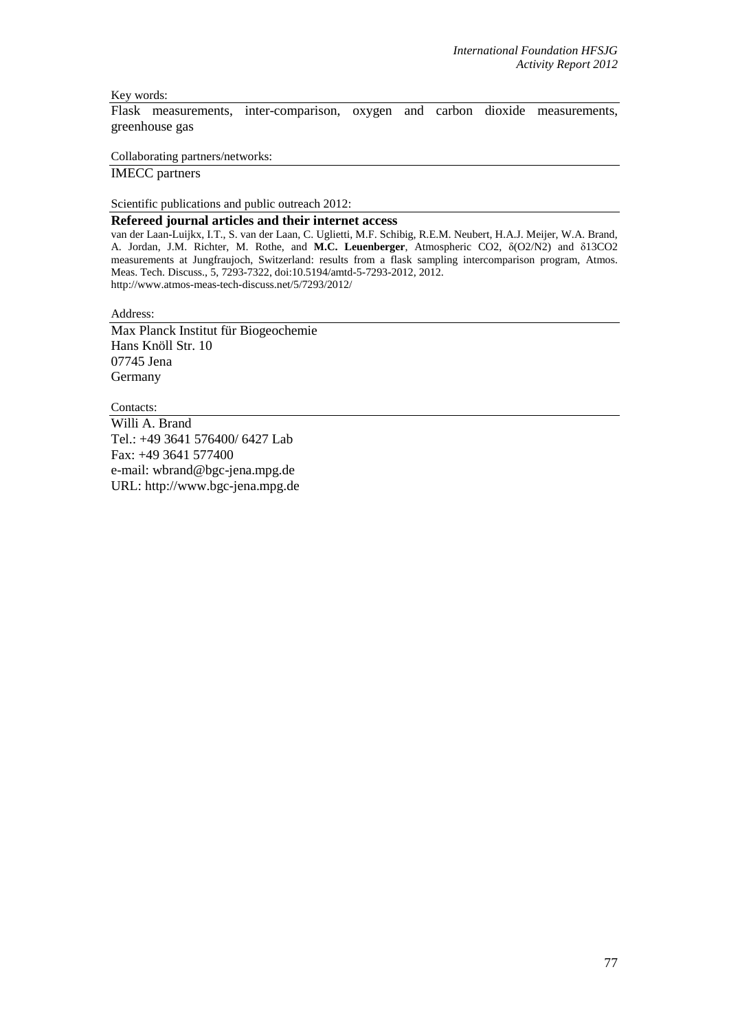Key words:

Flask measurements, inter-comparison, oxygen and carbon dioxide measurements, greenhouse gas

Collaborating partners/networks:

IMECC partners

Scientific publications and public outreach 2012:

**Refereed journal articles and their internet access**

van der Laan-Luijkx, I.T., S. van der Laan, C. Uglietti, M.F. Schibig, R.E.M. Neubert, H.A.J. Meijer, W.A. Brand, A. Jordan, J.M. Richter, M. Rothe, and **M.C. Leuenberger**, Atmospheric $CO_2$, $\delta(O_2/N_2)$ and $\delta^{13}CO_2$ measurements at Jungfraujoch, Switzerland: results from a flask sampling intercomparison program, Atmos. Meas. Tech. Discuss., 5, 7293-7322, doi:10.5194/amtd-5-7293-2012, 2012.
http://www.atmos-meas-tech-discuss.net/5/7293/2012/

Address:

Max Planck Institut für Biogeochemie
Hans Knöll Str. 10
07745 Jena
Germany

Contacts:

Willi A. Brand
Tel.: +49 3641 576400/ 6427 Lab
Fax: +49 3641 577400
e-mail: wbrand@bgc-jena.mpg.de
URL: http://www.bgc-jena.mpg.de